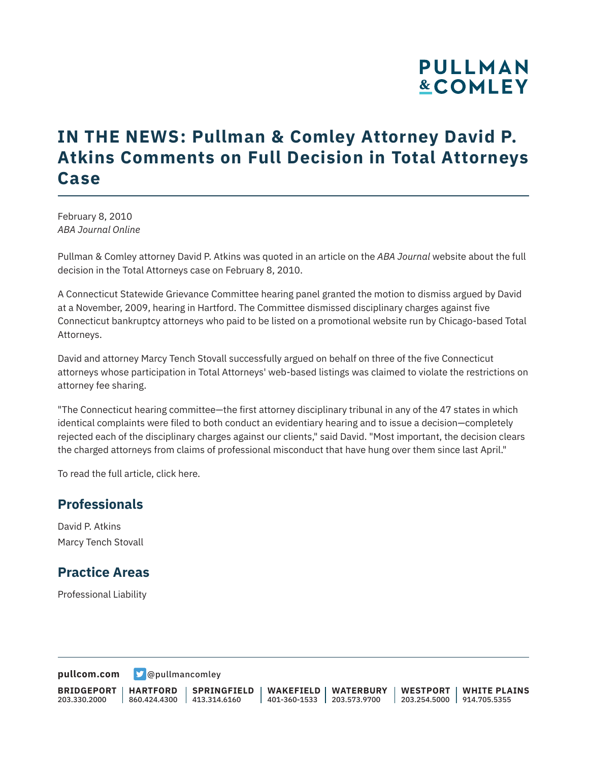# IN THE NEWS: Pullman & Comley Attorney David P. Atkins Comments on Full Decision in Total Attorneys Case

February 8, 2010
*ABA Journal Online*

Pullman & Comley attorney David P. Atkins was quoted in an article on the *ABA Journal* website about the full decision in the Total Attorneys case on February 8, 2010.

A Connecticut Statewide Grievance Committee hearing panel granted the motion to dismiss argued by David at a November, 2009, hearing in Hartford. The Committee dismissed disciplinary charges against five Connecticut bankruptcy attorneys who paid to be listed on a promotional website run by Chicago-based Total Attorneys.

David and attorney Marcy Tench Stovall successfully argued on behalf on three of the five Connecticut attorneys whose participation in Total Attorneys' web-based listings was claimed to violate the restrictions on attorney fee sharing.

"The Connecticut hearing committee—the first attorney disciplinary tribunal in any of the 47 states in which identical complaints were filed to both conduct an evidentiary hearing and to issue a decision—completely rejected each of the disciplinary charges against our clients," said David. "Most important, the decision clears the charged attorneys from claims of professional misconduct that have hung over them since last April."

To read the full article, click here.

## Professionals

David P. Atkins
Marcy Tench Stovall

## Practice Areas

Professional Liability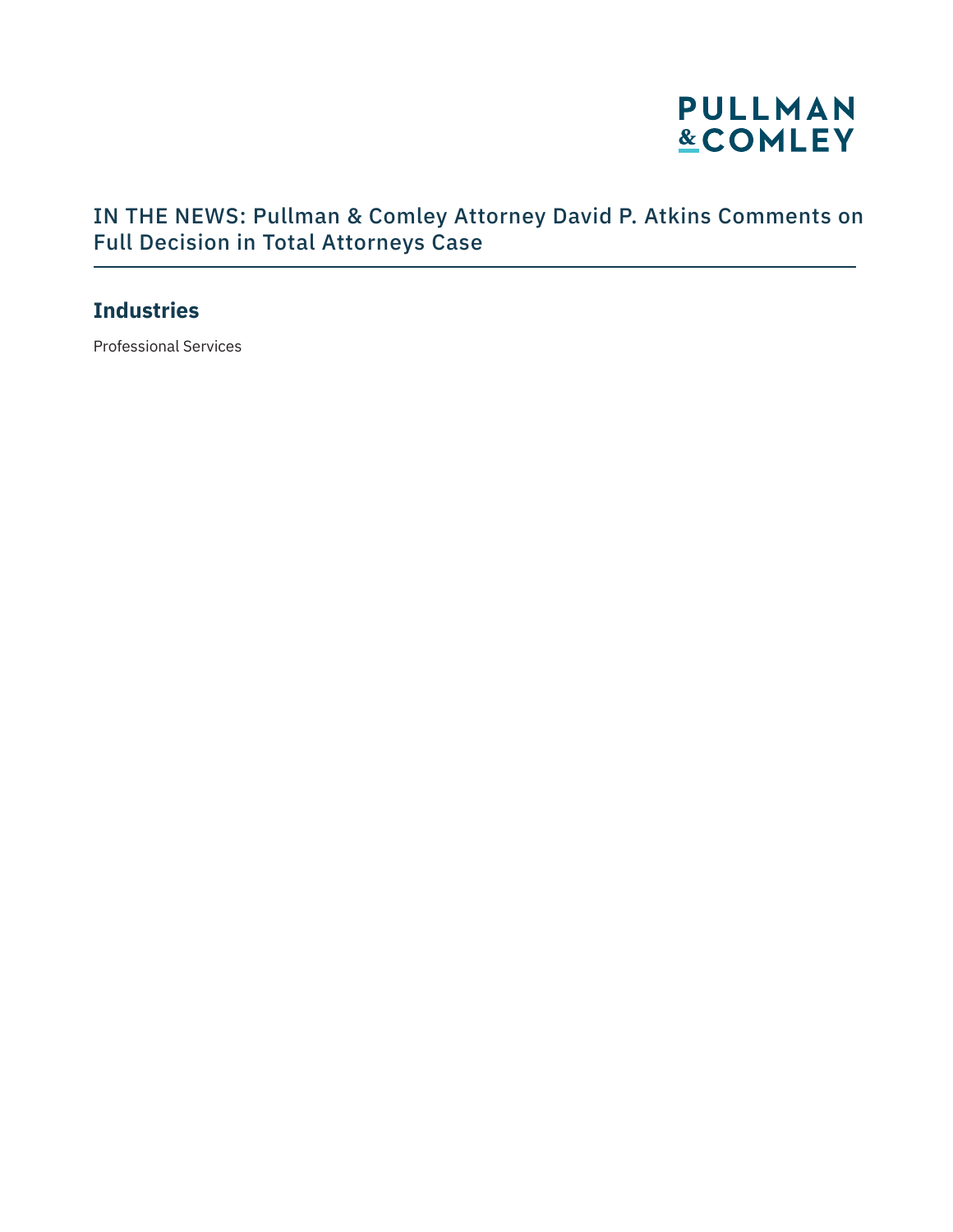IN THE NEWS: Pullman & Comley Attorney David P. Atkins Comments on Full Decision in Total Attorneys Case

## Industries

Professional Services